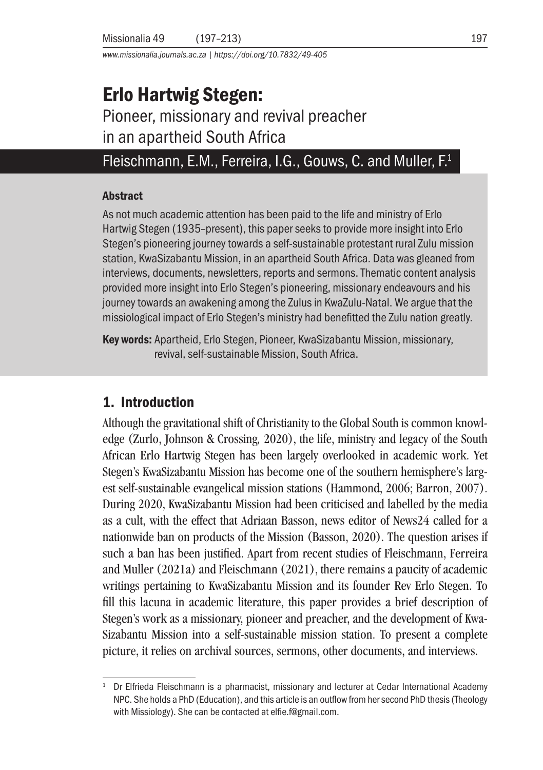# Erlo Hartwig Stegen:

## Pioneer, missionary and revival preacher in an apartheid South Africa

Fleischmann, E.M., Ferreira, I.G., Gouws, C. and Muller, F.[1]

### Abstract

As not much academic attention has been paid to the life and ministry of Erlo Hartwig Stegen (1935–present), this paper seeks to provide more insight into Erlo Stegen's pioneering journey towards a self-sustainable protestant rural Zulu mission station, KwaSizabantu Mission, in an apartheid South Africa. Data was gleaned from interviews, documents, newsletters, reports and sermons. Thematic content analysis provided more insight into Erlo Stegen's pioneering, missionary endeavours and his journey towards an awakening among the Zulus in KwaZulu-Natal. We argue that the missiological impact of Erlo Stegen's ministry had benefitted the Zulu nation greatly.

**Key words:** Apartheid, Erlo Stegen, Pioneer, KwaSizabantu Mission, missionary, revival, self-sustainable Mission, South Africa.

## 1. Introduction

Although the gravitational shift of Christianity to the Global South is common knowledge (Zurlo, Johnson & Crossing, 2020), the life, ministry and legacy of the South African Erlo Hartwig Stegen has been largely overlooked in academic work. Yet Stegen's KwaSizabantu Mission has become one of the southern hemisphere's largest self-sustainable evangelical mission stations (Hammond, 2006; Barron, 2007). During 2020, KwaSizabantu Mission had been criticised and labelled by the media as a cult, with the effect that Adriaan Basson, news editor of News24 called for a nationwide ban on products of the Mission (Basson, 2020). The question arises if such a ban has been justified. Apart from recent studies of Fleischmann, Ferreira and Muller (2021a) and Fleischmann (2021), there remains a paucity of academic writings pertaining to KwaSizabantu Mission and its founder Rev Erlo Stegen. To fill this lacuna in academic literature, this paper provides a brief description of Stegen's work as a missionary, pioneer and preacher, and the development of KwaSizabantu Mission into a self-sustainable mission station. To present a complete picture, it relies on archival sources, sermons, other documents, and interviews.

[1] Dr Elfrieda Fleischmann is a pharmacist, missionary and lecturer at Cedar International Academy NPC. She holds a PhD (Education), and this article is an outflow from her second PhD thesis (Theology with Missiology). She can be contacted at elfie.f@gmail.com.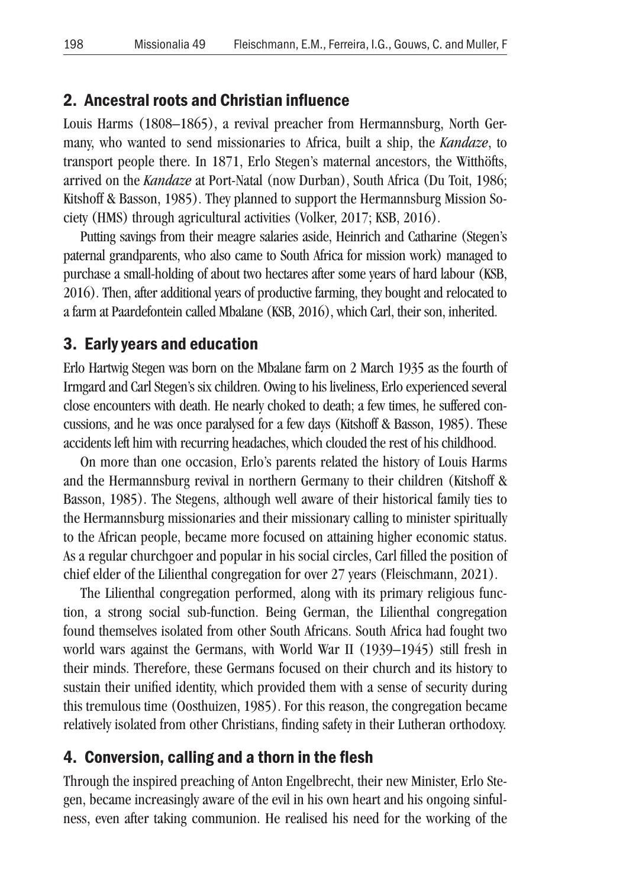## 2. Ancestral roots and Christian influence

Louis Harms (1808–1865), a revival preacher from Hermannsburg, North Germany, who wanted to send missionaries to Africa, built a ship, the *Kandaze*, to transport people there. In 1871, Erlo Stegen's maternal ancestors, the Witthöfts, arrived on the *Kandaze* at Port-Natal (now Durban), South Africa (Du Toit, 1986; Kitshoff & Basson, 1985). They planned to support the Hermannsburg Mission Society (HMS) through agricultural activities (Volker, 2017; KSB, 2016).

Putting savings from their meagre salaries aside, Heinrich and Catharine (Stegen's paternal grandparents, who also came to South Africa for mission work) managed to purchase a small-holding of about two hectares after some years of hard labour (KSB, 2016). Then, after additional years of productive farming, they bought and relocated to a farm at Paardefontein called Mbalane (KSB, 2016), which Carl, their son, inherited.

## 3. Early years and education

Erlo Hartwig Stegen was born on the Mbalane farm on 2 March 1935 as the fourth of Irmgard and Carl Stegen's six children. Owing to his liveliness, Erlo experienced several close encounters with death. He nearly choked to death; a few times, he suffered concussions, and he was once paralysed for a few days (Kitshoff & Basson, 1985). These accidents left him with recurring headaches, which clouded the rest of his childhood.

On more than one occasion, Erlo's parents related the history of Louis Harms and the Hermannsburg revival in northern Germany to their children (Kitshoff & Basson, 1985). The Stegens, although well aware of their historical family ties to the Hermannsburg missionaries and their missionary calling to minister spiritually to the African people, became more focused on attaining higher economic status. As a regular churchgoer and popular in his social circles, Carl filled the position of chief elder of the Lilienthal congregation for over 27 years (Fleischmann, 2021).

The Lilienthal congregation performed, along with its primary religious function, a strong social sub-function. Being German, the Lilienthal congregation found themselves isolated from other South Africans. South Africa had fought two world wars against the Germans, with World War II (1939–1945) still fresh in their minds. Therefore, these Germans focused on their church and its history to sustain their unified identity, which provided them with a sense of security during this tremulous time (Oosthuizen, 1985). For this reason, the congregation became relatively isolated from other Christians, finding safety in their Lutheran orthodoxy.

## 4. Conversion, calling and a thorn in the flesh

Through the inspired preaching of Anton Engelbrecht, their new Minister, Erlo Stegen, became increasingly aware of the evil in his own heart and his ongoing sinfulness, even after taking communion. He realised his need for the working of the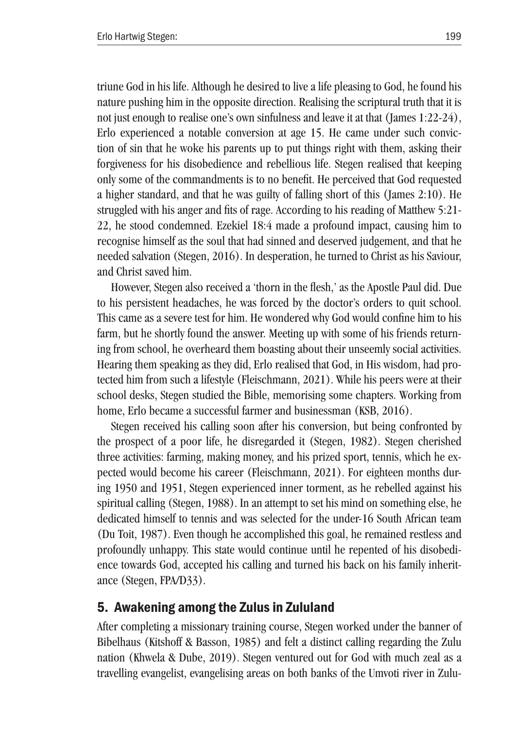triune God in his life. Although he desired to live a life pleasing to God, he found his nature pushing him in the opposite direction. Realising the scriptural truth that it is not just enough to realise one's own sinfulness and leave it at that (James 1:22-24), Erlo experienced a notable conversion at age 15. He came under such conviction of sin that he woke his parents up to put things right with them, asking their forgiveness for his disobedience and rebellious life. Stegen realised that keeping only some of the commandments is to no benefit. He perceived that God requested a higher standard, and that he was guilty of falling short of this (James 2:10). He struggled with his anger and fits of rage. According to his reading of Matthew 5:21-22, he stood condemned. Ezekiel 18:4 made a profound impact, causing him to recognise himself as the soul that had sinned and deserved judgement, and that he needed salvation (Stegen, 2016). In desperation, he turned to Christ as his Saviour, and Christ saved him.

However, Stegen also received a 'thorn in the flesh,' as the Apostle Paul did. Due to his persistent headaches, he was forced by the doctor's orders to quit school. This came as a severe test for him. He wondered why God would confine him to his farm, but he shortly found the answer. Meeting up with some of his friends returning from school, he overheard them boasting about their unseemly social activities. Hearing them speaking as they did, Erlo realised that God, in His wisdom, had protected him from such a lifestyle (Fleischmann, 2021). While his peers were at their school desks, Stegen studied the Bible, memorising some chapters. Working from home, Erlo became a successful farmer and businessman (KSB, 2016).

Stegen received his calling soon after his conversion, but being confronted by the prospect of a poor life, he disregarded it (Stegen, 1982). Stegen cherished three activities: farming, making money, and his prized sport, tennis, which he expected would become his career (Fleischmann, 2021). For eighteen months during 1950 and 1951, Stegen experienced inner torment, as he rebelled against his spiritual calling (Stegen, 1988). In an attempt to set his mind on something else, he dedicated himself to tennis and was selected for the under-16 South African team (Du Toit, 1987). Even though he accomplished this goal, he remained restless and profoundly unhappy. This state would continue until he repented of his disobedience towards God, accepted his calling and turned his back on his family inheritance (Stegen, FPA/D33).

## 5. Awakening among the Zulus in Zululand

After completing a missionary training course, Stegen worked under the banner of Bibelhaus (Kitshoff & Basson, 1985) and felt a distinct calling regarding the Zulu nation (Khwela & Dube, 2019). Stegen ventured out for God with much zeal as a travelling evangelist, evangelising areas on both banks of the Umvoti river in Zulu-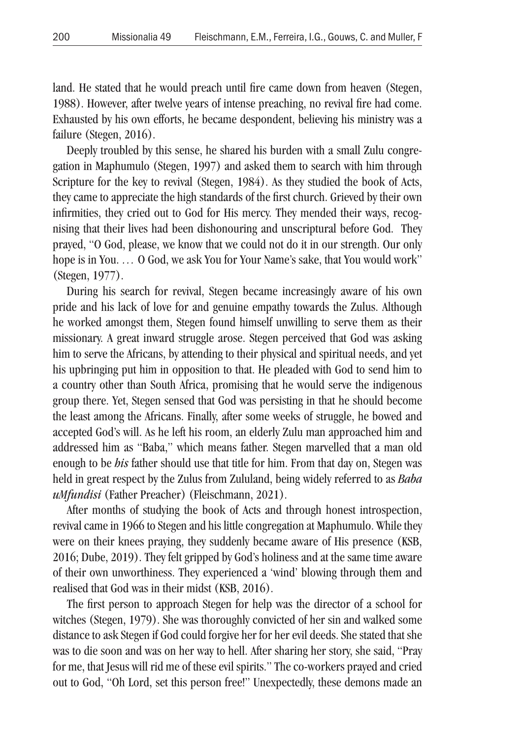land. He stated that he would preach until fire came down from heaven (Stegen, 1988). However, after twelve years of intense preaching, no revival fire had come. Exhausted by his own efforts, he became despondent, believing his ministry was a failure (Stegen, 2016).

Deeply troubled by this sense, he shared his burden with a small Zulu congregation in Maphumulo (Stegen, 1997) and asked them to search with him through Scripture for the key to revival (Stegen, 1984). As they studied the book of Acts, they came to appreciate the high standards of the first church. Grieved by their own infirmities, they cried out to God for His mercy. They mended their ways, recognising that their lives had been dishonouring and unscriptural before God. They prayed, "O God, please, we know that we could not do it in our strength. Our only hope is in You. … O God, we ask You for Your Name's sake, that You would work" (Stegen, 1977).

During his search for revival, Stegen became increasingly aware of his own pride and his lack of love for and genuine empathy towards the Zulus. Although he worked amongst them, Stegen found himself unwilling to serve them as their missionary. A great inward struggle arose. Stegen perceived that God was asking him to serve the Africans, by attending to their physical and spiritual needs, and yet his upbringing put him in opposition to that. He pleaded with God to send him to a country other than South Africa, promising that he would serve the indigenous group there. Yet, Stegen sensed that God was persisting in that he should become the least among the Africans. Finally, after some weeks of struggle, he bowed and accepted God's will. As he left his room, an elderly Zulu man approached him and addressed him as "Baba," which means father. Stegen marvelled that a man old enough to be ***his*** father should use that title for him. From that day on, Stegen was held in great respect by the Zulus from Zululand, being widely referred to as ***Baba uMfundisi*** (Father Preacher) (Fleischmann, 2021).

After months of studying the book of Acts and through honest introspection, revival came in 1966 to Stegen and his little congregation at Maphumulo. While they were on their knees praying, they suddenly became aware of His presence (KSB, 2016; Dube, 2019). They felt gripped by God's holiness and at the same time aware of their own unworthiness. They experienced a 'wind' blowing through them and realised that God was in their midst (KSB, 2016).

The first person to approach Stegen for help was the director of a school for witches (Stegen, 1979). She was thoroughly convicted of her sin and walked some distance to ask Stegen if God could forgive her for her evil deeds. She stated that she was to die soon and was on her way to hell. After sharing her story, she said, "Pray for me, that Jesus will rid me of these evil spirits." The co-workers prayed and cried out to God, "Oh Lord, set this person free!" Unexpectedly, these demons made an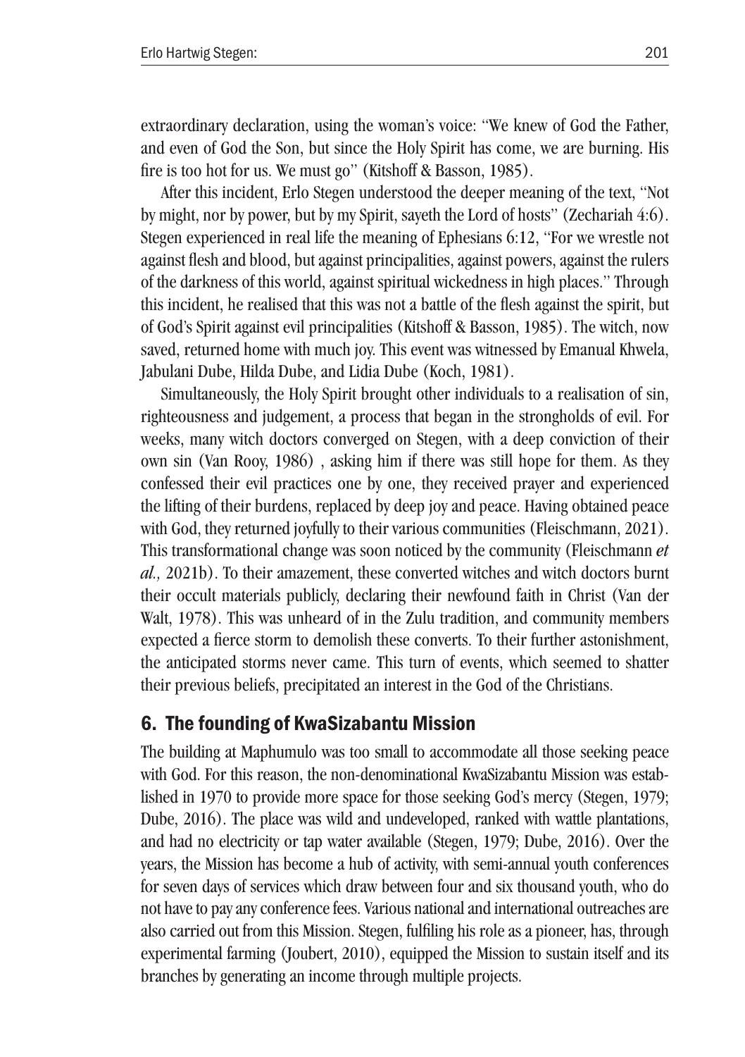extraordinary declaration, using the woman's voice: "We knew of God the Father, and even of God the Son, but since the Holy Spirit has come, we are burning. His fire is too hot for us. We must go" (Kitshoff & Basson, 1985).

After this incident, Erlo Stegen understood the deeper meaning of the text, "Not by might, nor by power, but by my Spirit, sayeth the Lord of hosts" (Zechariah 4:6). Stegen experienced in real life the meaning of Ephesians 6:12, "For we wrestle not against flesh and blood, but against principalities, against powers, against the rulers of the darkness of this world, against spiritual wickedness in high places." Through this incident, he realised that this was not a battle of the flesh against the spirit, but of God's Spirit against evil principalities (Kitshoff & Basson, 1985). The witch, now saved, returned home with much joy. This event was witnessed by Emanual Khwela, Jabulani Dube, Hilda Dube, and Lidia Dube (Koch, 1981).

Simultaneously, the Holy Spirit brought other individuals to a realisation of sin, righteousness and judgement, a process that began in the strongholds of evil. For weeks, many witch doctors converged on Stegen, with a deep conviction of their own sin (Van Rooy, 1986) , asking him if there was still hope for them. As they confessed their evil practices one by one, they received prayer and experienced the lifting of their burdens, replaced by deep joy and peace. Having obtained peace with God, they returned joyfully to their various communities (Fleischmann, 2021). This transformational change was soon noticed by the community (Fleischmann *et al.,* 2021b). To their amazement, these converted witches and witch doctors burnt their occult materials publicly, declaring their newfound faith in Christ (Van der Walt, 1978). This was unheard of in the Zulu tradition, and community members expected a fierce storm to demolish these converts. To their further astonishment, the anticipated storms never came. This turn of events, which seemed to shatter their previous beliefs, precipitated an interest in the God of the Christians.

## 6. The founding of KwaSizabantu Mission

The building at Maphumulo was too small to accommodate all those seeking peace with God. For this reason, the non-denominational KwaSizabantu Mission was established in 1970 to provide more space for those seeking God's mercy (Stegen, 1979; Dube, 2016). The place was wild and undeveloped, ranked with wattle plantations, and had no electricity or tap water available (Stegen, 1979; Dube, 2016). Over the years, the Mission has become a hub of activity, with semi-annual youth conferences for seven days of services which draw between four and six thousand youth, who do not have to pay any conference fees. Various national and international outreaches are also carried out from this Mission. Stegen, fulfiling his role as a pioneer, has, through experimental farming (Joubert, 2010), equipped the Mission to sustain itself and its branches by generating an income through multiple projects.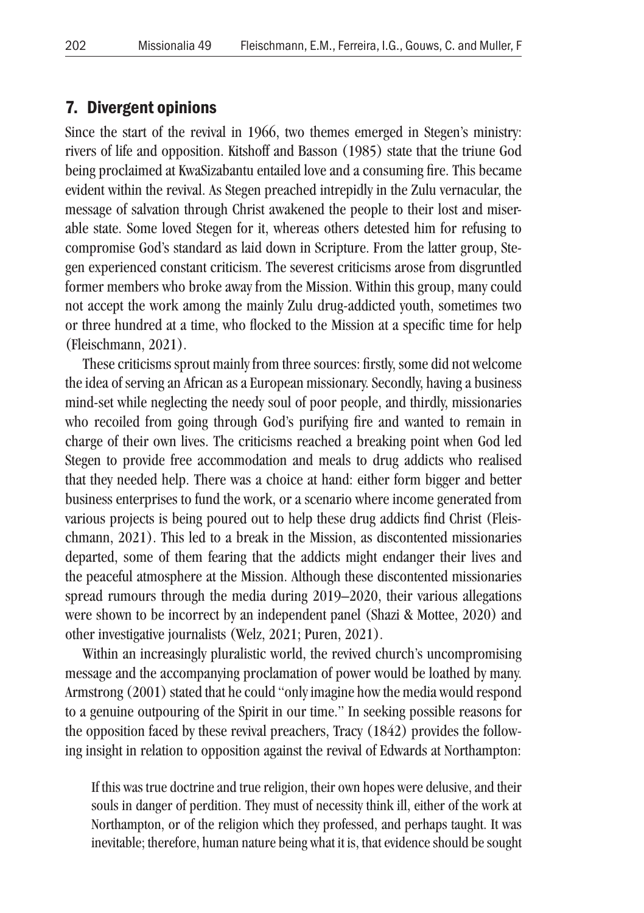## 7. Divergent opinions

Since the start of the revival in 1966, two themes emerged in Stegen's ministry: rivers of life and opposition. Kitshoff and Basson (1985) state that the triune God being proclaimed at KwaSizabantu entailed love and a consuming fire. This became evident within the revival. As Stegen preached intrepidly in the Zulu vernacular, the message of salvation through Christ awakened the people to their lost and miserable state. Some loved Stegen for it, whereas others detested him for refusing to compromise God's standard as laid down in Scripture. From the latter group, Stegen experienced constant criticism. The severest criticisms arose from disgruntled former members who broke away from the Mission. Within this group, many could not accept the work among the mainly Zulu drug-addicted youth, sometimes two or three hundred at a time, who flocked to the Mission at a specific time for help (Fleischmann, 2021).

These criticisms sprout mainly from three sources: firstly, some did not welcome the idea of serving an African as a European missionary. Secondly, having a business mind-set while neglecting the needy soul of poor people, and thirdly, missionaries who recoiled from going through God's purifying fire and wanted to remain in charge of their own lives. The criticisms reached a breaking point when God led Stegen to provide free accommodation and meals to drug addicts who realised that they needed help. There was a choice at hand: either form bigger and better business enterprises to fund the work, or a scenario where income generated from various projects is being poured out to help these drug addicts find Christ (Fleischmann, 2021). This led to a break in the Mission, as discontented missionaries departed, some of them fearing that the addicts might endanger their lives and the peaceful atmosphere at the Mission. Although these discontented missionaries spread rumours through the media during 2019–2020, their various allegations were shown to be incorrect by an independent panel (Shazi & Mottee, 2020) and other investigative journalists (Welz, 2021; Puren, 2021).

Within an increasingly pluralistic world, the revived church's uncompromising message and the accompanying proclamation of power would be loathed by many. Armstrong (2001) stated that he could "only imagine how the media would respond to a genuine outpouring of the Spirit in our time." In seeking possible reasons for the opposition faced by these revival preachers, Tracy (1842) provides the following insight in relation to opposition against the revival of Edwards at Northampton:

> If this was true doctrine and true religion, their own hopes were delusive, and their souls in danger of perdition. They must of necessity think ill, either of the work at Northampton, or of the religion which they professed, and perhaps taught. It was inevitable; therefore, human nature being what it is, that evidence should be sought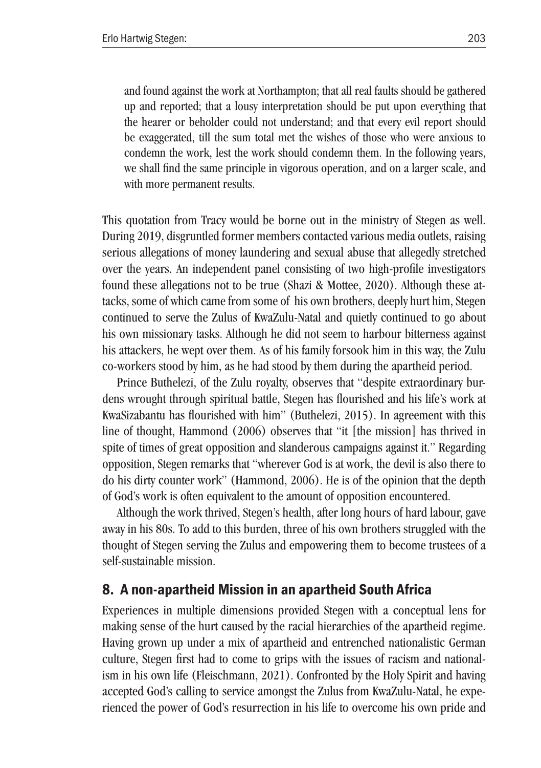> and found against the work at Northampton; that all real faults should be gathered up and reported; that a lousy interpretation should be put upon everything that the hearer or beholder could not understand; and that every evil report should be exaggerated, till the sum total met the wishes of those who were anxious to condemn the work, lest the work should condemn them. In the following years, we shall find the same principle in vigorous operation, and on a larger scale, and with more permanent results.

This quotation from Tracy would be borne out in the ministry of Stegen as well. During 2019, disgruntled former members contacted various media outlets, raising serious allegations of money laundering and sexual abuse that allegedly stretched over the years. An independent panel consisting of two high-profile investigators found these allegations not to be true (Shazi & Mottee, 2020). Although these attacks, some of which came from some of his own brothers, deeply hurt him, Stegen continued to serve the Zulus of KwaZulu-Natal and quietly continued to go about his own missionary tasks. Although he did not seem to harbour bitterness against his attackers, he wept over them. As of his family forsook him in this way, the Zulu co-workers stood by him, as he had stood by them during the apartheid period.

Prince Buthelezi, of the Zulu royalty, observes that "despite extraordinary burdens wrought through spiritual battle, Stegen has flourished and his life's work at KwaSizabantu has flourished with him" (Buthelezi, 2015). In agreement with this line of thought, Hammond (2006) observes that "it [the mission] has thrived in spite of times of great opposition and slanderous campaigns against it." Regarding opposition, Stegen remarks that "wherever God is at work, the devil is also there to do his dirty counter work" (Hammond, 2006). He is of the opinion that the depth of God's work is often equivalent to the amount of opposition encountered.

Although the work thrived, Stegen's health, after long hours of hard labour, gave away in his 80s. To add to this burden, three of his own brothers struggled with the thought of Stegen serving the Zulus and empowering them to become trustees of a self-sustainable mission.

## 8. A non-apartheid Mission in an apartheid South Africa

Experiences in multiple dimensions provided Stegen with a conceptual lens for making sense of the hurt caused by the racial hierarchies of the apartheid regime. Having grown up under a mix of apartheid and entrenched nationalistic German culture, Stegen first had to come to grips with the issues of racism and nationalism in his own life (Fleischmann, 2021). Confronted by the Holy Spirit and having accepted God's calling to service amongst the Zulus from KwaZulu-Natal, he experienced the power of God's resurrection in his life to overcome his own pride and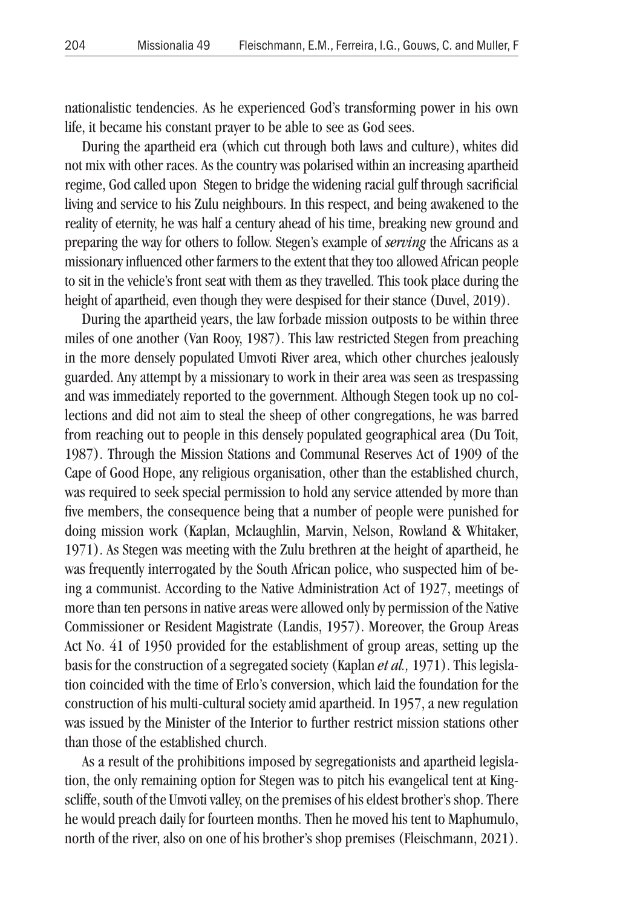nationalistic tendencies. As he experienced God's transforming power in his own life, it became his constant prayer to be able to see as God sees.

During the apartheid era (which cut through both laws and culture), whites did not mix with other races. As the country was polarised within an increasing apartheid regime, God called upon Stegen to bridge the widening racial gulf through sacrificial living and service to his Zulu neighbours. In this respect, and being awakened to the reality of eternity, he was half a century ahead of his time, breaking new ground and preparing the way for others to follow. Stegen's example of *serving* the Africans as a missionary influenced other farmers to the extent that they too allowed African people to sit in the vehicle's front seat with them as they travelled. This took place during the height of apartheid, even though they were despised for their stance (Duvel, 2019).

During the apartheid years, the law forbade mission outposts to be within three miles of one another (Van Rooy, 1987). This law restricted Stegen from preaching in the more densely populated Umvoti River area, which other churches jealously guarded. Any attempt by a missionary to work in their area was seen as trespassing and was immediately reported to the government. Although Stegen took up no collections and did not aim to steal the sheep of other congregations, he was barred from reaching out to people in this densely populated geographical area (Du Toit, 1987). Through the Mission Stations and Communal Reserves Act of 1909 of the Cape of Good Hope, any religious organisation, other than the established church, was required to seek special permission to hold any service attended by more than five members, the consequence being that a number of people were punished for doing mission work (Kaplan, Mclaughlin, Marvin, Nelson, Rowland & Whitaker, 1971). As Stegen was meeting with the Zulu brethren at the height of apartheid, he was frequently interrogated by the South African police, who suspected him of being a communist. According to the Native Administration Act of 1927, meetings of more than ten persons in native areas were allowed only by permission of the Native Commissioner or Resident Magistrate (Landis, 1957). Moreover, the Group Areas Act No. 41 of 1950 provided for the establishment of group areas, setting up the basis for the construction of a segregated society (Kaplan *et al.,* 1971). This legislation coincided with the time of Erlo's conversion, which laid the foundation for the construction of his multi-cultural society amid apartheid. In 1957, a new regulation was issued by the Minister of the Interior to further restrict mission stations other than those of the established church.

As a result of the prohibitions imposed by segregationists and apartheid legislation, the only remaining option for Stegen was to pitch his evangelical tent at Kingscliffe, south of the Umvoti valley, on the premises of his eldest brother's shop. There he would preach daily for fourteen months. Then he moved his tent to Maphumulo, north of the river, also on one of his brother's shop premises (Fleischmann, 2021).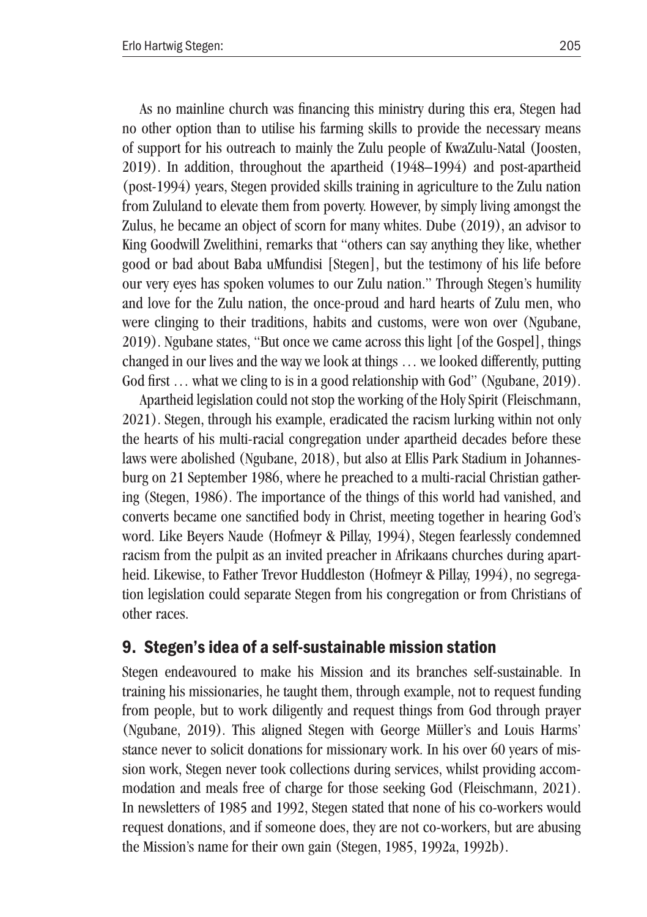As no mainline church was financing this ministry during this era, Stegen had no other option than to utilise his farming skills to provide the necessary means of support for his outreach to mainly the Zulu people of KwaZulu-Natal (Joosten, 2019). In addition, throughout the apartheid (1948–1994) and post-apartheid (post-1994) years, Stegen provided skills training in agriculture to the Zulu nation from Zululand to elevate them from poverty. However, by simply living amongst the Zulus, he became an object of scorn for many whites. Dube (2019), an advisor to King Goodwill Zwelithini, remarks that "others can say anything they like, whether good or bad about Baba uMfundisi [Stegen], but the testimony of his life before our very eyes has spoken volumes to our Zulu nation." Through Stegen's humility and love for the Zulu nation, the once-proud and hard hearts of Zulu men, who were clinging to their traditions, habits and customs, were won over (Ngubane, 2019). Ngubane states, "But once we came across this light [of the Gospel], things changed in our lives and the way we look at things … we looked differently, putting God first … what we cling to is in a good relationship with God" (Ngubane, 2019).

Apartheid legislation could not stop the working of the Holy Spirit (Fleischmann, 2021). Stegen, through his example, eradicated the racism lurking within not only the hearts of his multi-racial congregation under apartheid decades before these laws were abolished (Ngubane, 2018), but also at Ellis Park Stadium in Johannesburg on 21 September 1986, where he preached to a multi-racial Christian gathering (Stegen, 1986). The importance of the things of this world had vanished, and converts became one sanctified body in Christ, meeting together in hearing God's word. Like Beyers Naude (Hofmeyr & Pillay, 1994), Stegen fearlessly condemned racism from the pulpit as an invited preacher in Afrikaans churches during apartheid. Likewise, to Father Trevor Huddleston (Hofmeyr & Pillay, 1994), no segregation legislation could separate Stegen from his congregation or from Christians of other races.

## 9. Stegen's idea of a self-sustainable mission station

Stegen endeavoured to make his Mission and its branches self-sustainable. In training his missionaries, he taught them, through example, not to request funding from people, but to work diligently and request things from God through prayer (Ngubane, 2019). This aligned Stegen with George Müller's and Louis Harms' stance never to solicit donations for missionary work. In his over 60 years of mission work, Stegen never took collections during services, whilst providing accommodation and meals free of charge for those seeking God (Fleischmann, 2021). In newsletters of 1985 and 1992, Stegen stated that none of his co-workers would request donations, and if someone does, they are not co-workers, but are abusing the Mission's name for their own gain (Stegen, 1985, 1992a, 1992b).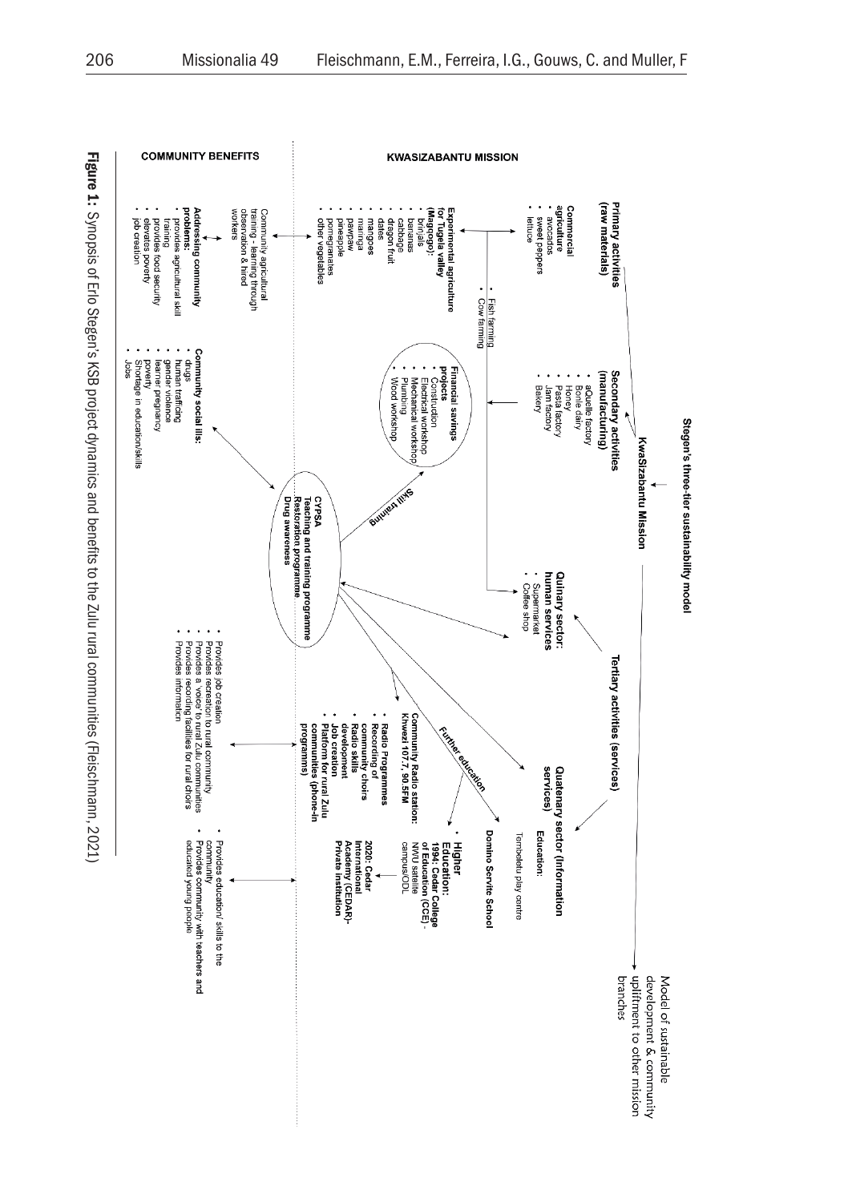**KWASIZABANTU MISSION**

**Stegen's three-tier sustainability model**

KwaSizabantu Mission

Model of sustainable development & community upliftment to other mission branches

**Primary activities (raw materials)**

**Commercial agriculture**
- avocados
- sweet peppers
- lettuce

**Experimental agriculture for Tugela valley (Magogo):**
- brinjals
- bananas
- cabbage
- dragon fruit
- dates
- mangoes
- maringa
- pawpaw
- pineapple
- pomegranates
- other vegetables

- Fish farming
- Cow farming

**Secondary activities (manufacturing)**
- aQuelle factory
- Bonle dairy
- Honey
- Pasta factory
- Jam factory
- Bakery

**Financial savings projects**
- Construction
- Electrical workshop
- Mechanical workshop
- Plumbing
- Wood workshop

**Tertiary activities (services)**

**Quinary sector: human services**
- Supermarket
- Coffee shop

**Quatenary sector (information services)**

**Education:**

Tembeletu play centre

**Domino Servite School**

- **Higher Education: 1994: Cedar College of Education (CCE)**- NWU satellite campus/ODL

**2020: Cedar International Academy (CEDAR)- Private Institution**

Skill training

**CYPSA**
**Teaching and training programme**
**Restoration programme**
**Drug awareness**

Further education

**Community Radio station: Khwezi 107.7, 90.5FM**
- **Radio Programmes**
- **Recording of community choirs**
- **Radio skills development**
- **Job creation**
- **Platform for rural Zulu communities (phone-in programms)**

**COMMUNITY BENEFITS**

Community agricultural training - learning through observation & hired workers

**Addressing community problems:**
- provides agricultural skill training
- provides food security
- elevates poverty
- job creation

**Community social ills:**
- drugs
- human trafficing
- gender violence
- learner pregnancy
- poverty
- Shortage in education/skills
- Jobs

- Provides job creation
- Provides recreation to rural community
- Provides a 'voice' to rural Zulu communities
- Provides recording facilities for rural choirs
- Provides information

- Provides education/ skills to the community
- Provides community with teachers and educated young people

**Figure 1:** Synopsis of Erlo Stegen's KSB project dynamics and benefits to the Zulu rural communities (Fleischmann, 2021)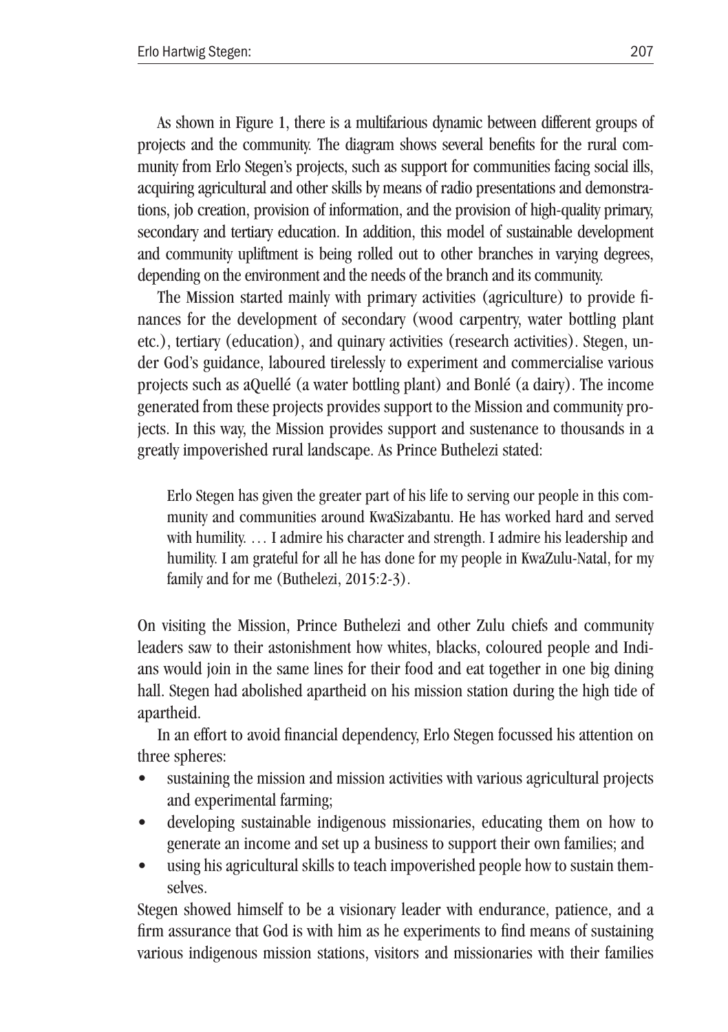As shown in Figure 1, there is a multifarious dynamic between different groups of projects and the community. The diagram shows several benefits for the rural community from Erlo Stegen's projects, such as support for communities facing social ills, acquiring agricultural and other skills by means of radio presentations and demonstrations, job creation, provision of information, and the provision of high-quality primary, secondary and tertiary education. In addition, this model of sustainable development and community upliftment is being rolled out to other branches in varying degrees, depending on the environment and the needs of the branch and its community.

The Mission started mainly with primary activities (agriculture) to provide finances for the development of secondary (wood carpentry, water bottling plant etc.), tertiary (education), and quinary activities (research activities). Stegen, under God's guidance, laboured tirelessly to experiment and commercialise various projects such as aQuellé (a water bottling plant) and Bonlé (a dairy). The income generated from these projects provides support to the Mission and community projects. In this way, the Mission provides support and sustenance to thousands in a greatly impoverished rural landscape. As Prince Buthelezi stated:

> Erlo Stegen has given the greater part of his life to serving our people in this community and communities around KwaSizabantu. He has worked hard and served with humility. … I admire his character and strength. I admire his leadership and humility. I am grateful for all he has done for my people in KwaZulu-Natal, for my family and for me (Buthelezi, 2015:2-3).

On visiting the Mission, Prince Buthelezi and other Zulu chiefs and community leaders saw to their astonishment how whites, blacks, coloured people and Indians would join in the same lines for their food and eat together in one big dining hall. Stegen had abolished apartheid on his mission station during the high tide of apartheid.

In an effort to avoid financial dependency, Erlo Stegen focussed his attention on three spheres:

- sustaining the mission and mission activities with various agricultural projects and experimental farming;
- developing sustainable indigenous missionaries, educating them on how to generate an income and set up a business to support their own families; and
- using his agricultural skills to teach impoverished people how to sustain themselves.

Stegen showed himself to be a visionary leader with endurance, patience, and a firm assurance that God is with him as he experiments to find means of sustaining various indigenous mission stations, visitors and missionaries with their families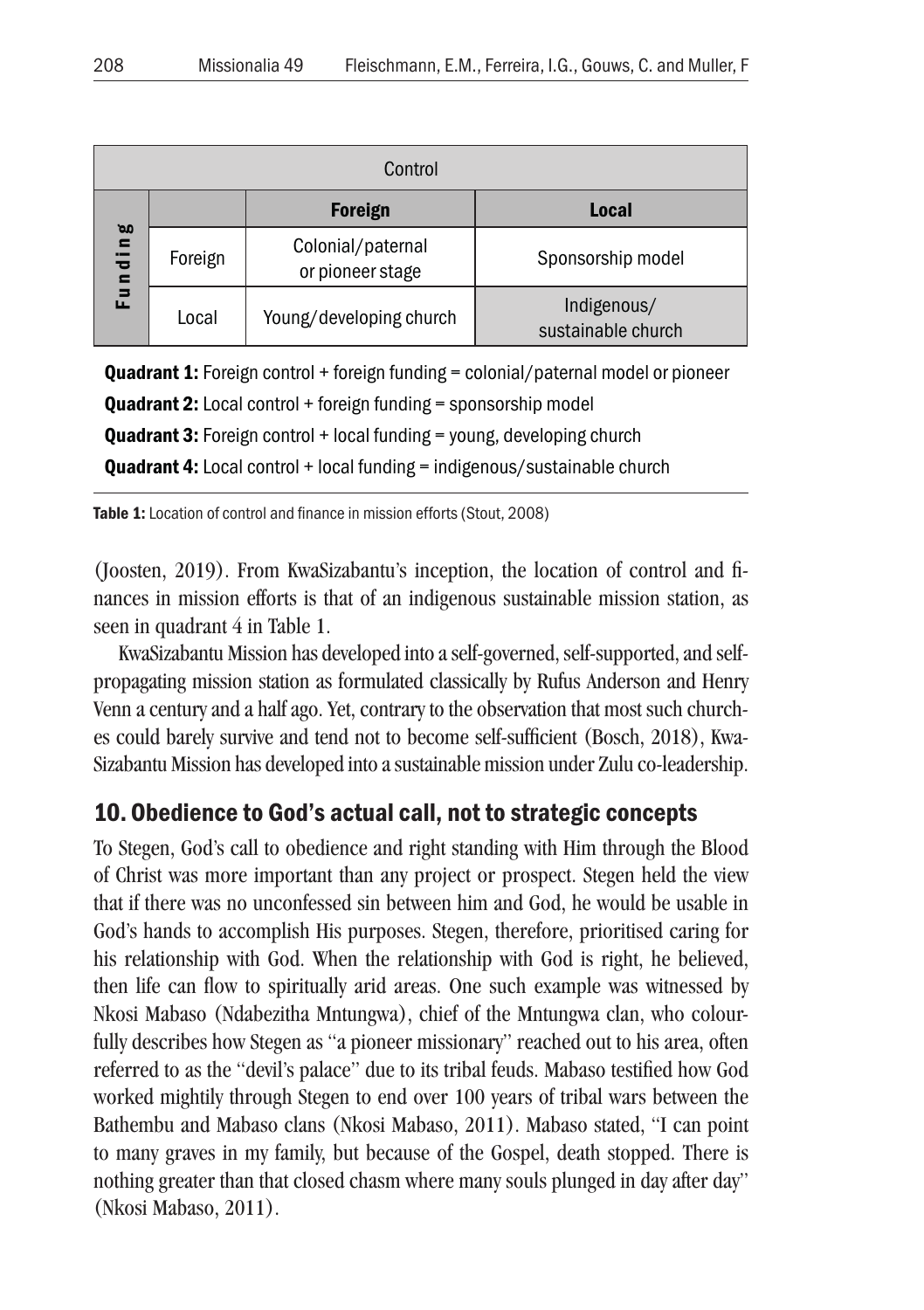| Control | | | |
|---|---|---|---|
| | | **Foreign** | **Local** |
| **Funding** | Foreign | Colonial/paternal or pioneer stage | Sponsorship model |
| | Local | Young/developing church | Indigenous/ sustainable church |

**Quadrant 1:** Foreign control + foreign funding = colonial/paternal model or pioneer

**Quadrant 2:** Local control + foreign funding = sponsorship model

**Quadrant 3:** Foreign control + local funding = young, developing church

**Quadrant 4:** Local control + local funding = indigenous/sustainable church

**Table 1:** Location of control and finance in mission efforts (Stout, 2008)

(Joosten, 2019). From KwaSizabantu's inception, the location of control and finances in mission efforts is that of an indigenous sustainable mission station, as seen in quadrant 4 in Table 1.

KwaSizabantu Mission has developed into a self-governed, self-supported, and self-propagating mission station as formulated classically by Rufus Anderson and Henry Venn a century and a half ago. Yet, contrary to the observation that most such churches could barely survive and tend not to become self-sufficient (Bosch, 2018), KwaSizabantu Mission has developed into a sustainable mission under Zulu co-leadership.

## 10. Obedience to God's actual call, not to strategic concepts

To Stegen, God's call to obedience and right standing with Him through the Blood of Christ was more important than any project or prospect. Stegen held the view that if there was no unconfessed sin between him and God, he would be usable in God's hands to accomplish His purposes. Stegen, therefore, prioritised caring for his relationship with God. When the relationship with God is right, he believed, then life can flow to spiritually arid areas. One such example was witnessed by Nkosi Mabaso (Ndabezitha Mntungwa), chief of the Mntungwa clan, who colourfully describes how Stegen as "a pioneer missionary" reached out to his area, often referred to as the "devil's palace" due to its tribal feuds. Mabaso testified how God worked mightily through Stegen to end over 100 years of tribal wars between the Bathembu and Mabaso clans (Nkosi Mabaso, 2011). Mabaso stated, "I can point to many graves in my family, but because of the Gospel, death stopped. There is nothing greater than that closed chasm where many souls plunged in day after day" (Nkosi Mabaso, 2011).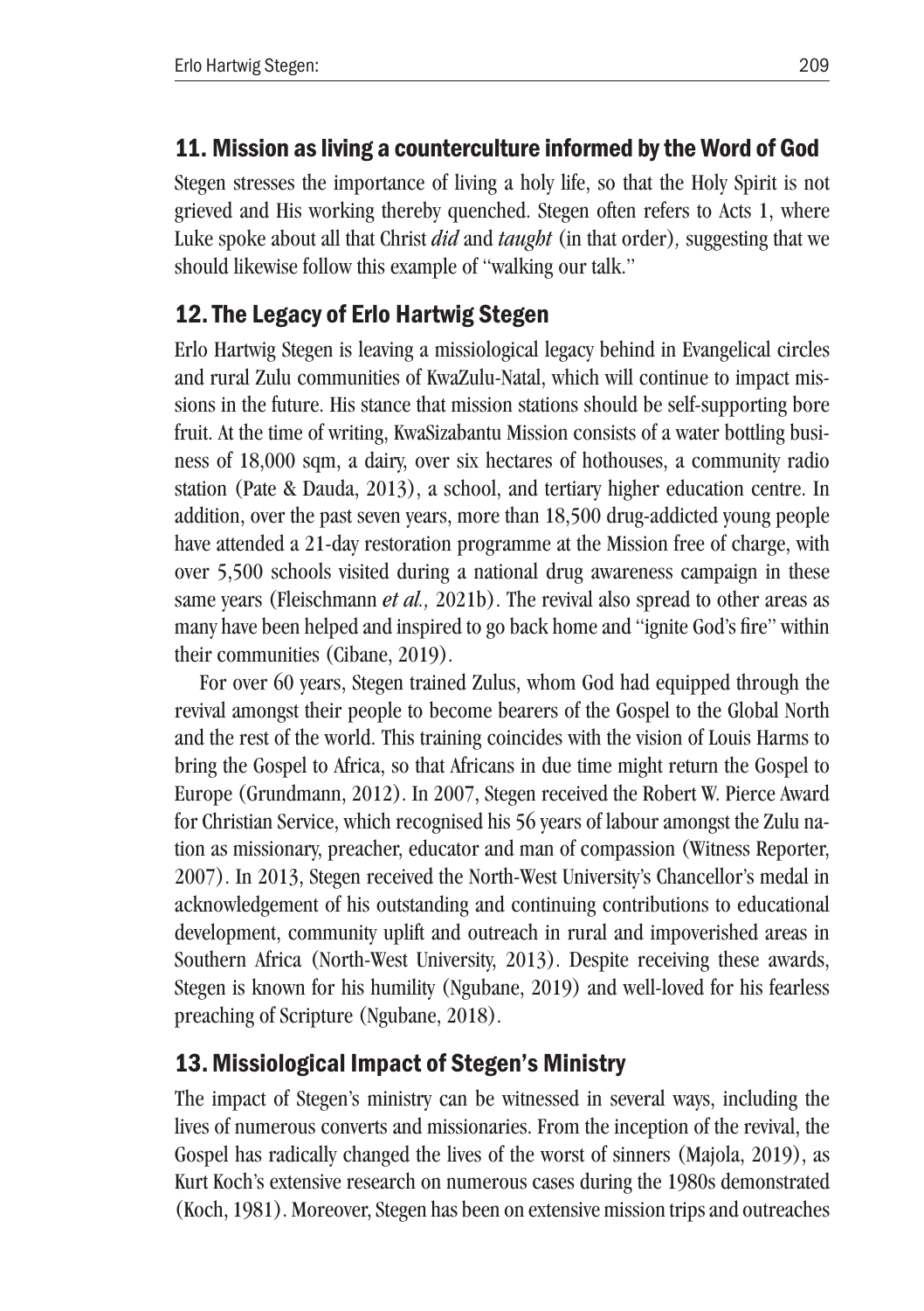## 11. Mission as living a counterculture informed by the Word of God

Stegen stresses the importance of living a holy life, so that the Holy Spirit is not grieved and His working thereby quenched. Stegen often refers to Acts 1, where Luke spoke about all that Christ *did* and *taught* (in that order), suggesting that we should likewise follow this example of "walking our talk."

## 12. The Legacy of Erlo Hartwig Stegen

Erlo Hartwig Stegen is leaving a missiological legacy behind in Evangelical circles and rural Zulu communities of KwaZulu-Natal, which will continue to impact missions in the future. His stance that mission stations should be self-supporting bore fruit. At the time of writing, KwaSizabantu Mission consists of a water bottling business of 18,000 sqm, a dairy, over six hectares of hothouses, a community radio station (Pate & Dauda, 2013), a school, and tertiary higher education centre. In addition, over the past seven years, more than 18,500 drug-addicted young people have attended a 21-day restoration programme at the Mission free of charge, with over 5,500 schools visited during a national drug awareness campaign in these same years (Fleischmann *et al.,* 2021b). The revival also spread to other areas as many have been helped and inspired to go back home and "ignite God's fire" within their communities (Cibane, 2019).

For over 60 years, Stegen trained Zulus, whom God had equipped through the revival amongst their people to become bearers of the Gospel to the Global North and the rest of the world. This training coincides with the vision of Louis Harms to bring the Gospel to Africa, so that Africans in due time might return the Gospel to Europe (Grundmann, 2012). In 2007, Stegen received the Robert W. Pierce Award for Christian Service, which recognised his 56 years of labour amongst the Zulu nation as missionary, preacher, educator and man of compassion (Witness Reporter, 2007). In 2013, Stegen received the North-West University's Chancellor's medal in acknowledgement of his outstanding and continuing contributions to educational development, community uplift and outreach in rural and impoverished areas in Southern Africa (North-West University, 2013). Despite receiving these awards, Stegen is known for his humility (Ngubane, 2019) and well-loved for his fearless preaching of Scripture (Ngubane, 2018).

## 13. Missiological Impact of Stegen's Ministry

The impact of Stegen's ministry can be witnessed in several ways, including the lives of numerous converts and missionaries. From the inception of the revival, the Gospel has radically changed the lives of the worst of sinners (Majola, 2019), as Kurt Koch's extensive research on numerous cases during the 1980s demonstrated (Koch, 1981). Moreover, Stegen has been on extensive mission trips and outreaches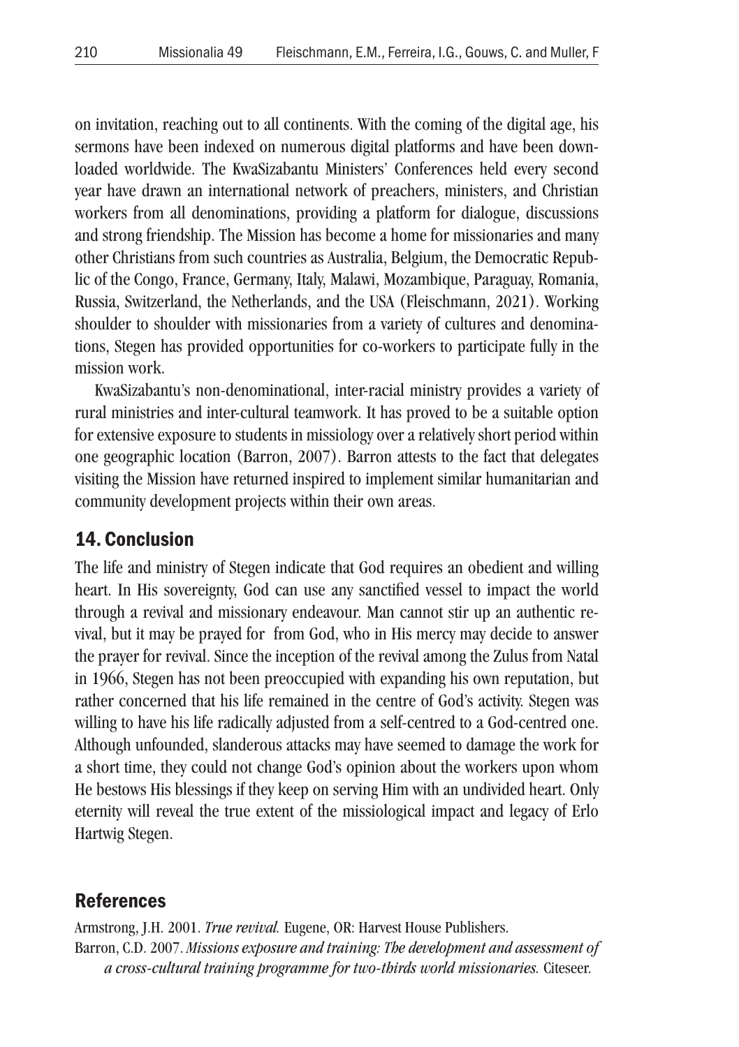on invitation, reaching out to all continents. With the coming of the digital age, his sermons have been indexed on numerous digital platforms and have been downloaded worldwide. The KwaSizabantu Ministers' Conferences held every second year have drawn an international network of preachers, ministers, and Christian workers from all denominations, providing a platform for dialogue, discussions and strong friendship. The Mission has become a home for missionaries and many other Christians from such countries as Australia, Belgium, the Democratic Republic of the Congo, France, Germany, Italy, Malawi, Mozambique, Paraguay, Romania, Russia, Switzerland, the Netherlands, and the USA (Fleischmann, 2021). Working shoulder to shoulder with missionaries from a variety of cultures and denominations, Stegen has provided opportunities for co-workers to participate fully in the mission work.

KwaSizabantu's non-denominational, inter-racial ministry provides a variety of rural ministries and inter-cultural teamwork. It has proved to be a suitable option for extensive exposure to students in missiology over a relatively short period within one geographic location (Barron, 2007). Barron attests to the fact that delegates visiting the Mission have returned inspired to implement similar humanitarian and community development projects within their own areas.

## 14. Conclusion

The life and ministry of Stegen indicate that God requires an obedient and willing heart. In His sovereignty, God can use any sanctified vessel to impact the world through a revival and missionary endeavour. Man cannot stir up an authentic revival, but it may be prayed for from God, who in His mercy may decide to answer the prayer for revival. Since the inception of the revival among the Zulus from Natal in 1966, Stegen has not been preoccupied with expanding his own reputation, but rather concerned that his life remained in the centre of God's activity. Stegen was willing to have his life radically adjusted from a self-centred to a God-centred one. Although unfounded, slanderous attacks may have seemed to damage the work for a short time, they could not change God's opinion about the workers upon whom He bestows His blessings if they keep on serving Him with an undivided heart. Only eternity will reveal the true extent of the missiological impact and legacy of Erlo Hartwig Stegen.

## References

Armstrong, J.H. 2001. *True revival.* Eugene, OR: Harvest House Publishers.

Barron, C.D. 2007. *Missions exposure and training: The development and assessment of a cross-cultural training programme for two-thirds world missionaries.* Citeseer.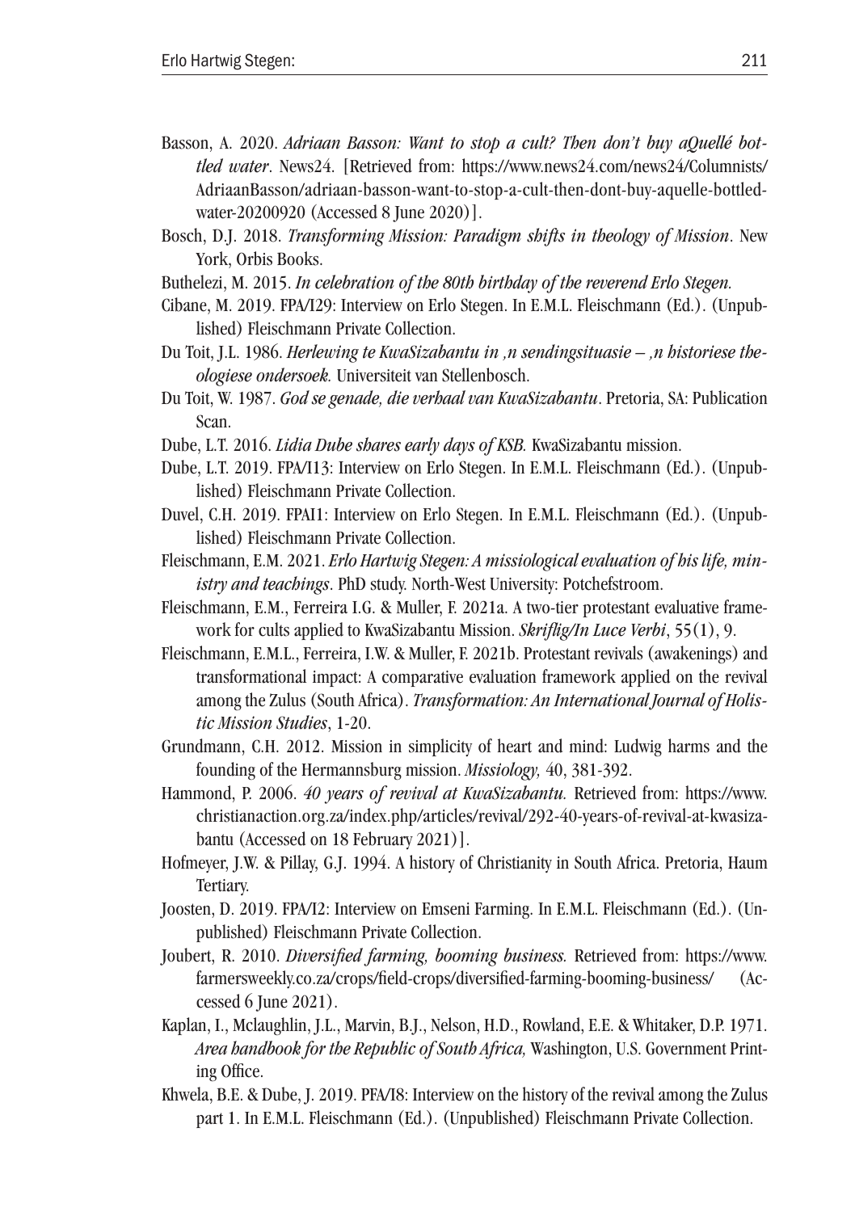Basson, A. 2020. *Adriaan Basson: Want to stop a cult? Then don't buy aQuellé bottled water*. News24. [Retrieved from: https://www.news24.com/news24/Columnists/AdriaanBasson/adriaan-basson-want-to-stop-a-cult-then-dont-buy-aquelle-bottled-water-20200920 (Accessed 8 June 2020)].

Bosch, D.J. 2018. *Transforming Mission: Paradigm shifts in theology of Mission*. New York, Orbis Books.

Buthelezi, M. 2015. *In celebration of the 80th birthday of the reverend Erlo Stegen.*

Cibane, M. 2019. FPA/I29: Interview on Erlo Stegen. In E.M.L. Fleischmann (Ed.). (Unpublished) Fleischmann Private Collection.

Du Toit, J.L. 1986. *Herlewing te KwaSizabantu in ,n sendingsituasie – ,n historiese theologiese ondersoek.* Universiteit van Stellenbosch.

Du Toit, W. 1987. *God se genade, die verhaal van KwaSizabantu*. Pretoria, SA: Publication Scan.

Dube, L.T. 2016. *Lidia Dube shares early days of KSB.* KwaSizabantu mission.

Dube, L.T. 2019. FPA/I13: Interview on Erlo Stegen. In E.M.L. Fleischmann (Ed.). (Unpublished) Fleischmann Private Collection.

Duvel, C.H. 2019. FPAI1: Interview on Erlo Stegen. In E.M.L. Fleischmann (Ed.). (Unpublished) Fleischmann Private Collection.

Fleischmann, E.M. 2021. *Erlo Hartwig Stegen: A missiological evaluation of his life, ministry and teachings*. PhD study. North-West University: Potchefstroom.

Fleischmann, E.M., Ferreira I.G. & Muller, F. 2021a. A two-tier protestant evaluative framework for cults applied to KwaSizabantu Mission. *Skriflig/In Luce Verbi*, 55(1), 9.

Fleischmann, E.M.L., Ferreira, I.W. & Muller, F. 2021b. Protestant revivals (awakenings) and transformational impact: A comparative evaluation framework applied on the revival among the Zulus (South Africa). *Transformation: An International Journal of Holistic Mission Studies*, 1-20.

Grundmann, C.H. 2012. Mission in simplicity of heart and mind: Ludwig harms and the founding of the Hermannsburg mission. *Missiology,* 40, 381-392.

Hammond, P. 2006. *40 years of revival at KwaSizabantu.* Retrieved from: https://www.christianaction.org.za/index.php/articles/revival/292-40-years-of-revival-at-kwasizabantu (Accessed on 18 February 2021)].

Hofmeyer, J.W. & Pillay, G.J. 1994. A history of Christianity in South Africa. Pretoria, Haum Tertiary.

Joosten, D. 2019. FPA/I2: Interview on Emseni Farming. In E.M.L. Fleischmann (Ed.). (Unpublished) Fleischmann Private Collection.

Joubert, R. 2010. *Diversified farming, booming business.* Retrieved from: https://www.farmersweekly.co.za/crops/field-crops/diversified-farming-booming-business/ (Accessed 6 June 2021).

Kaplan, I., Mclaughlin, J.L., Marvin, B.J., Nelson, H.D., Rowland, E.E. & Whitaker, D.P. 1971. *Area handbook for the Republic of South Africa,* Washington, U.S. Government Printing Office.

Khwela, B.E. & Dube, J. 2019. PFA/I8: Interview on the history of the revival among the Zulus part 1. In E.M.L. Fleischmann (Ed.). (Unpublished) Fleischmann Private Collection.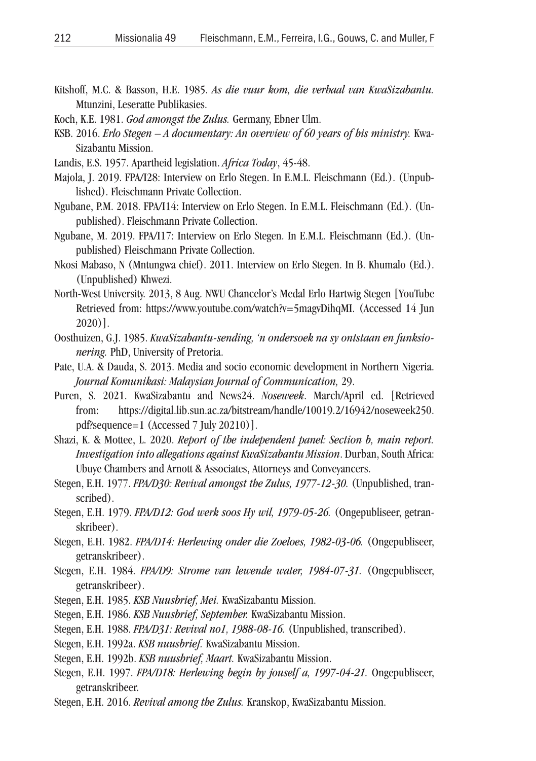Kitshoff, M.C. & Basson, H.E. 1985. *As die vuur kom, die verhaal van KwaSizabantu.* Mtunzini, Leseratte Publikasies.

Koch, K.E. 1981. *God amongst the Zulus.* Germany, Ebner Ulm.

KSB. 2016. *Erlo Stegen – A documentary: An overview of 60 years of his ministry.* KwaSizabantu Mission.

Landis, E.S. 1957. Apartheid legislation. *Africa Today*, 45-48.

Majola, J. 2019. FPA/I28: Interview on Erlo Stegen. In E.M.L. Fleischmann (Ed.). (Unpublished). Fleischmann Private Collection.

Ngubane, P.M. 2018. FPA/I14: Interview on Erlo Stegen. In E.M.L. Fleischmann (Ed.). (Unpublished). Fleischmann Private Collection.

Ngubane, M. 2019. FPA/I17: Interview on Erlo Stegen. In E.M.L. Fleischmann (Ed.). (Unpublished) Fleischmann Private Collection.

Nkosi Mabaso, N (Mntungwa chief). 2011. Interview on Erlo Stegen. In B. Khumalo (Ed.). (Unpublished) Khwezi.

North-West University. 2013, 8 Aug. NWU Chancelor's Medal Erlo Hartwig Stegen [YouTube Retrieved from: https://www.youtube.com/watch?v=5magvDihqMI. (Accessed 14 Jun 2020)].

Oosthuizen, G.J. 1985. *KwaSizabantu-sending, 'n ondersoek na sy ontstaan en funksionering.* PhD, University of Pretoria.

Pate, U.A. & Dauda, S. 2013. Media and socio economic development in Northern Nigeria. *Journal Komunikasi: Malaysian Journal of Communication,* 29.

Puren, S. 2021. KwaSizabantu and News24. *Noseweek*. March/April ed. [Retrieved from: https://digital.lib.sun.ac.za/bitstream/handle/10019.2/16942/noseweek250.pdf?sequence=1 (Accessed 7 July 20210)].

Shazi, K. & Mottee, L. 2020. *Report of the independent panel: Section b, main report. Investigation into allegations against KwaSizabantu Mission*. Durban, South Africa: Ubuye Chambers and Arnott & Associates, Attorneys and Conveyancers.

Stegen, E.H. 1977. *FPA/D30: Revival amongst the Zulus, 1977-12-30.* (Unpublished, transcribed).

Stegen, E.H. 1979. *FPA/D12: God werk soos Hy wil, 1979-05-26.* (Ongepubliseer, getranskribeer).

Stegen, E.H. 1982. *FPA/D14: Herlewing onder die Zoeloes, 1982-03-06.* (Ongepubliseer, getranskribeer).

Stegen, E.H. 1984. *FPA/D9: Strome van lewende water, 1984-07-31.* (Ongepubliseer, getranskribeer).

Stegen, E.H. 1985. *KSB Nuusbrief, Mei.* KwaSizabantu Mission.

Stegen, E.H. 1986. *KSB Nuusbrief, September.* KwaSizabantu Mission.

Stegen, E.H. 1988. *FPA/D31: Revival no1, 1988-08-16.* (Unpublished, transcribed).

Stegen, E.H. 1992a. *KSB nuusbrief.* KwaSizabantu Mission.

Stegen, E.H. 1992b. *KSB nuusbrief, Maart.* KwaSizabantu Mission.

Stegen, E.H. 1997. *FPA/D18: Herlewing begin by jouself a, 1997-04-21.* Ongepubliseer, getranskribeer.

Stegen, E.H. 2016. *Revival among the Zulus.* Kranskop, KwaSizabantu Mission.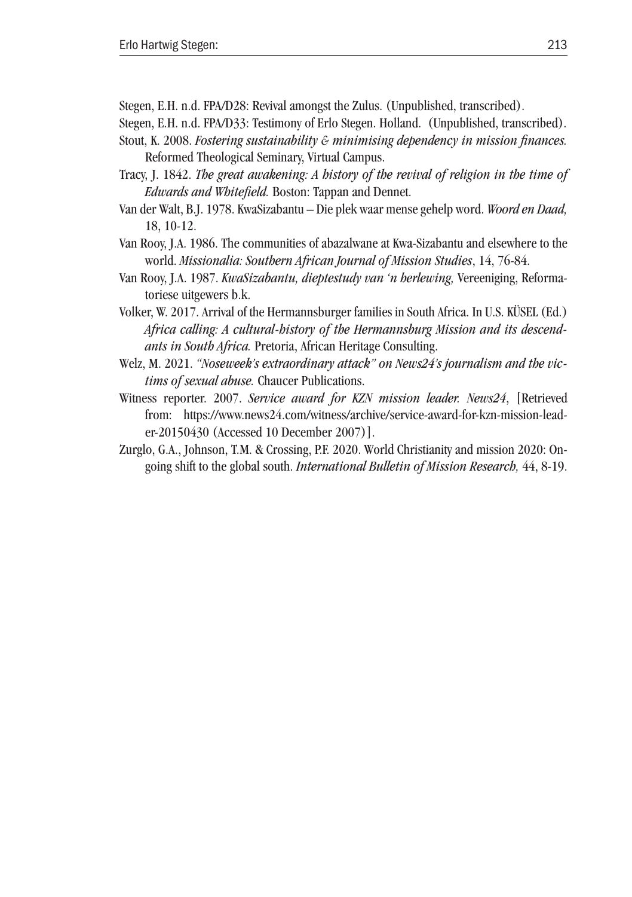Stegen, E.H. n.d. FPA/D28: Revival amongst the Zulus. (Unpublished, transcribed).

Stegen, E.H. n.d. FPA/D33: Testimony of Erlo Stegen. Holland. (Unpublished, transcribed).

Stout, K. 2008. *Fostering sustainability & minimising dependency in mission finances.* Reformed Theological Seminary, Virtual Campus.

Tracy, J. 1842. *The great awakening: A history of the revival of religion in the time of Edwards and Whitefield.* Boston: Tappan and Dennet.

Van der Walt, B.J. 1978. KwaSizabantu – Die plek waar mense gehelp word. *Woord en Daad,* 18, 10-12.

Van Rooy, J.A. 1986. The communities of abazalwane at Kwa-Sizabantu and elsewhere to the world. *Missionalia: Southern African Journal of Mission Studies*, 14, 76-84.

Van Rooy, J.A. 1987. *KwaSizabantu, dieptestudy van 'n herlewing,* Vereeniging, Reformatoriese uitgewers b.k.

Volker, W. 2017. Arrival of the Hermannsburger families in South Africa. In U.S. KÜSEL (Ed.) *Africa calling: A cultural-history of the Hermannsburg Mission and its descendants in South Africa.* Pretoria, African Heritage Consulting.

Welz, M. 2021. *"Noseweek's extraordinary attack" on News24's journalism and the victims of sexual abuse.* Chaucer Publications.

Witness reporter. 2007. *Service award for KZN mission leader. News24*, [Retrieved from: https://www.news24.com/witness/archive/service-award-for-kzn-mission-leader-20150430 (Accessed 10 December 2007)].

Zurglo, G.A., Johnson, T.M. & Crossing, P.F. 2020. World Christianity and mission 2020: Ongoing shift to the global south. *International Bulletin of Mission Research,* 44, 8-19.